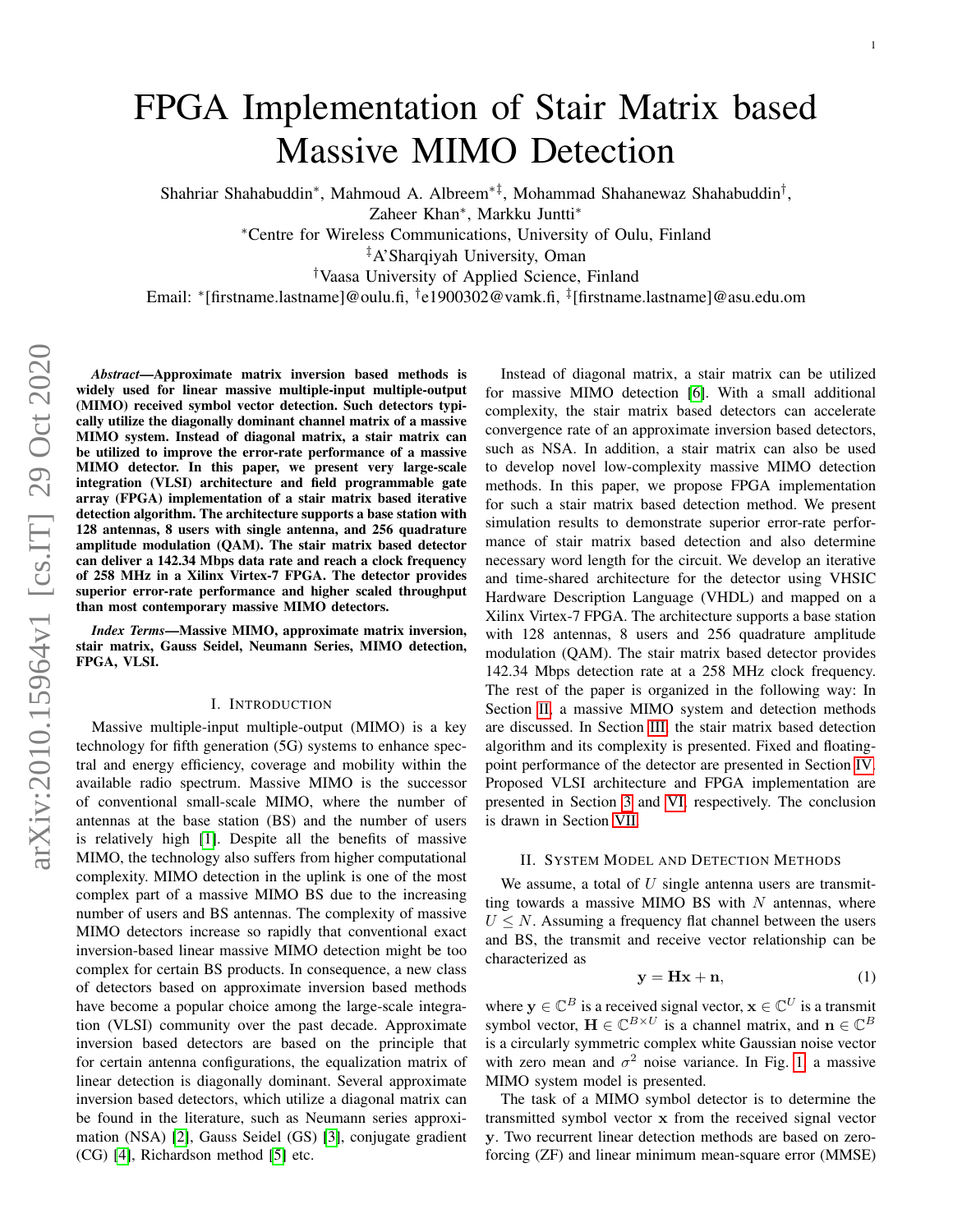# FPGA Implementation of Stair Matrix based Massive MIMO Detection

Shahriar Shahabuddin*, Mahmoud A. Albreem*‡, Mohammad Shahanewaz Shahabuddin†, Zaheer Khan*, Markku Juntti*

*Centre for Wireless Communications, University of Oulu, Finland

‡A'Sharqiyah University, Oman

†Vaasa University of Applied Science, Finland

Email: *[firstname.lastname]@oulu.fi, †e1900302@vamk.fi, ‡[firstname.lastname]@asu.edu.om

***Abstract*—Approximate matrix inversion based methods is widely used for linear massive multiple-input multiple-output (MIMO) received symbol vector detection. Such detectors typically utilize the diagonally dominant channel matrix of a massive MIMO system. Instead of diagonal matrix, a stair matrix can be utilized to improve the error-rate performance of a massive MIMO detector. In this paper, we present very large-scale integration (VLSI) architecture and field programmable gate array (FPGA) implementation of a stair matrix based iterative detection algorithm. The architecture supports a base station with 128 antennas, 8 users with single antenna, and 256 quadrature amplitude modulation (QAM). The stair matrix based detector can deliver a 142.34 Mbps data rate and reach a clock frequency of 258 MHz in a Xilinx Virtex-7 FPGA. The detector provides superior error-rate performance and higher scaled throughput than most contemporary massive MIMO detectors.**

***Index Terms*—Massive MIMO, approximate matrix inversion, stair matrix, Gauss Seidel, Neumann Series, MIMO detection, FPGA, VLSI.**

## I. Introduction

Massive multiple-input multiple-output (MIMO) is a key technology for fifth generation (5G) systems to enhance spectral and energy efficiency, coverage and mobility within the available radio spectrum. Massive MIMO is the successor of conventional small-scale MIMO, where the number of antennas at the base station (BS) and the number of users is relatively high [1]. Despite all the benefits of massive MIMO, the technology also suffers from higher computational complexity. MIMO detection in the uplink is one of the most complex part of a massive MIMO BS due to the increasing number of users and BS antennas. The complexity of massive MIMO detectors increase so rapidly that conventional exact inversion-based linear massive MIMO detection might be too complex for certain BS products. In consequence, a new class of detectors based on approximate inversion based methods have become a popular choice among the large-scale integration (VLSI) community over the past decade. Approximate inversion based detectors are based on the principle that for certain antenna configurations, the equalization matrix of linear detection is diagonally dominant. Several approximate inversion based detectors, which utilize a diagonal matrix can be found in the literature, such as Neumann series approximation (NSA) [2], Gauss Seidel (GS) [3], conjugate gradient (CG) [4], Richardson method [5] etc.

Instead of diagonal matrix, a stair matrix can be utilized for massive MIMO detection [6]. With a small additional complexity, the stair matrix based detectors can accelerate convergence rate of an approximate inversion based detectors, such as NSA. In addition, a stair matrix can also be used to develop novel low-complexity massive MIMO detection methods. In this paper, we propose FPGA implementation for such a stair matrix based detection method. We present simulation results to demonstrate superior error-rate performance of stair matrix based detection and also determine necessary word length for the circuit. We develop an iterative and time-shared architecture for the detector using VHSIC Hardware Description Language (VHDL) and mapped on a Xilinx Virtex-7 FPGA. The architecture supports a base station with 128 antennas, 8 users and 256 quadrature amplitude modulation (QAM). The stair matrix based detector provides 142.34 Mbps detection rate at a 258 MHz clock frequency. The rest of the paper is organized in the following way: In Section II, a massive MIMO system and detection methods are discussed. In Section III, the stair matrix based detection algorithm and its complexity is presented. Fixed and floating-point performance of the detector are presented in Section IV. Proposed VLSI architecture and FPGA implementation are presented in Section 3 and VI, respectively. The conclusion is drawn in Section VII.

## II. System Model and Detection Methods

We assume, a total of $U$ single antenna users are transmitting towards a massive MIMO BS with $N$ antennas, where $U \leq N$. Assuming a frequency flat channel between the users and BS, the transmit and receive vector relationship can be characterized as

$$\mathbf{y} = \mathbf{H}\mathbf{x} + \mathbf{n}, \tag{1}$$

where $\mathbf{y} \in \mathbb{C}^{B}$ is a received signal vector, $\mathbf{x} \in \mathbb{C}^{U}$ is a transmit symbol vector, $\mathbf{H} \in \mathbb{C}^{B \times U}$ is a channel matrix, and $\mathbf{n} \in \mathbb{C}^{B}$ is a circularly symmetric complex white Gaussian noise vector with zero mean and $\sigma^2$ noise variance. In Fig. 1, a massive MIMO system model is presented.

The task of a MIMO symbol detector is to determine the transmitted symbol vector $\mathbf{x}$ from the received signal vector $\mathbf{y}$. Two recurrent linear detection methods are based on zero-forcing (ZF) and linear minimum mean-square error (MMSE)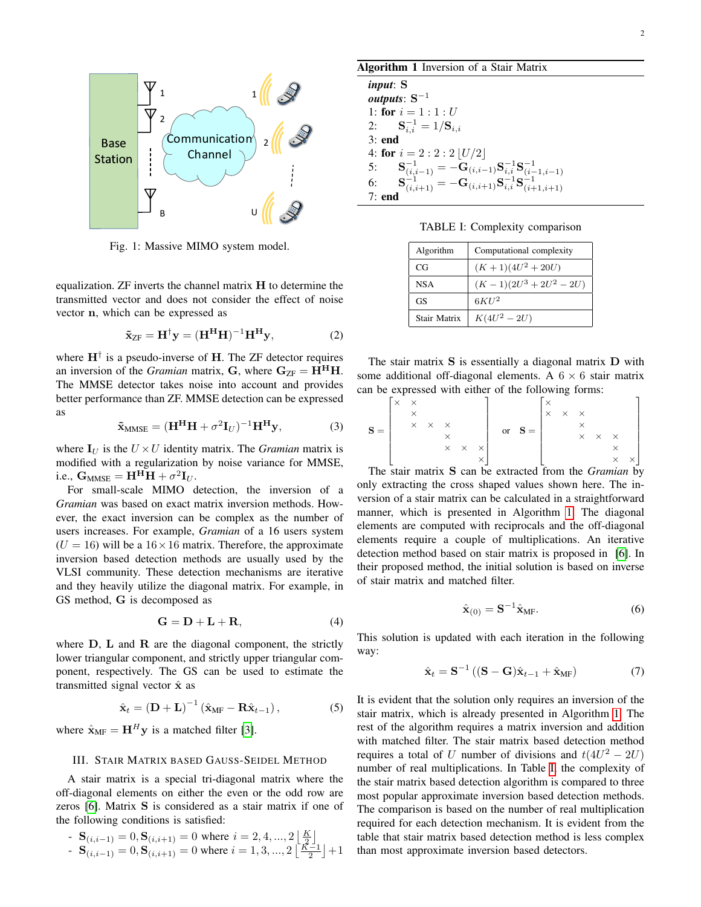Fig. 1: Massive MIMO system model.

equalization. ZF inverts the channel matrix $\mathbf{H}$ to determine the transmitted vector and does not consider the effect of noise vector $\mathbf{n}$, which can be expressed as

$$\tilde{\mathbf{x}}_{\text{ZF}} = \mathbf{H}^{\dagger}\mathbf{y} = (\mathbf{H}^{\mathbf{H}}\mathbf{H})^{-1}\mathbf{H}^{\mathbf{H}}\mathbf{y}, \tag{2}$$

where $\mathbf{H}^{\dagger}$ is a pseudo-inverse of $\mathbf{H}$. The ZF detector requires an inversion of the *Gramian* matrix, $\mathbf{G}$, where $\mathbf{G}_{\text{ZF}} = \mathbf{H}^{\mathbf{H}}\mathbf{H}$. The MMSE detector takes noise into account and provides better performance than ZF. MMSE detection can be expressed as

$$\tilde{\mathbf{x}}_{\text{MMSE}} = (\mathbf{H}^{\mathbf{H}}\mathbf{H} + \sigma^2\mathbf{I}_U)^{-1}\mathbf{H}^{\mathbf{H}}\mathbf{y}, \tag{3}$$

where $\mathbf{I}_U$ is the $U \times U$ identity matrix. The *Gramian* matrix is modified with a regularization by noise variance for MMSE, i.e., $\mathbf{G}_{\text{MMSE}} = \mathbf{H}^{\mathbf{H}}\mathbf{H} + \sigma^2\mathbf{I}_U$.

For small-scale MIMO detection, the inversion of a *Gramian* was based on exact matrix inversion methods. However, the exact inversion can be complex as the number of users increases. For example, *Gramian* of a 16 users system ($U = 16$) will be a $16 \times 16$ matrix. Therefore, the approximate inversion based detection methods are usually used by the VLSI community. These detection mechanisms are iterative and they heavily utilize the diagonal matrix. For example, in GS method, $\mathbf{G}$ is decomposed as

$$\mathbf{G} = \mathbf{D} + \mathbf{L} + \mathbf{R}, \tag{4}$$

where $\mathbf{D}$, $\mathbf{L}$ and $\mathbf{R}$ are the diagonal component, the strictly lower triangular component, and strictly upper triangular component, respectively. The GS can be used to estimate the transmitted signal vector $\hat{\mathbf{x}}$ as

$$\hat{\mathbf{x}}_t = (\mathbf{D} + \mathbf{L})^{-1}(\hat{\mathbf{x}}_{\text{MF}} - \mathbf{R}\hat{\mathbf{x}}_{t-1}), \tag{5}$$

where $\hat{\mathbf{x}}_{\text{MF}} = \mathbf{H}^H\mathbf{y}$ is a matched filter [3].

## III. Stair Matrix based Gauss-Seidel Method

A stair matrix is a special tri-diagonal matrix where the off-diagonal elements on either the even or the odd row are zeros [6]. Matrix $\mathbf{S}$ is considered as a stair matrix if one of the following conditions is satisfied:

- $\mathbf{S}_{(i,i-1)} = 0, \mathbf{S}_{(i,i+1)} = 0$ where $i = 2, 4, ..., 2\left\lfloor \frac{K}{2} \right\rfloor$
- $\mathbf{S}_{(i,i-1)} = 0, \mathbf{S}_{(i,i+1)} = 0$ where $i = 1, 3, ..., 2\left\lfloor \frac{K-1}{2} \right\rfloor + 1$

**Algorithm 1** Inversion of a Stair Matrix

```
input: S
outputs: S^{-1}
1: for i = 1 : 1 : U
2:     S^{-1}_{i,i} = 1/S_{i,i}
3: end
4: for i = 2 : 2 : 2⌊U/2⌋
5:     S^{-1}_{(i,i-1)} = -G_{(i,i-1)} S^{-1}_{i,i} S^{-1}_{(i-1,i-1)}
6:     S^{-1}_{(i,i+1)} = -G_{(i,i+1)} S^{-1}_{i,i} S^{-1}_{(i+1,i+1)}
7: end
```

TABLE I: Complexity comparison

| Algorithm | Computational complexity |
|---|---|
| CG | $(K+1)(4U^2 + 20U)$ |
| NSA | $(K-1)(2U^3 + 2U^2 - 2U)$ |
| GS | $6KU^2$ |
| Stair Matrix | $K(4U^2 - 2U)$ |

The stair matrix $\mathbf{S}$ is essentially a diagonal matrix $\mathbf{D}$ with some additional off-diagonal elements. A $6 \times 6$ stair matrix can be expressed with either of the following forms:

$$\mathbf{S} = \begin{bmatrix} \times & \times & & & & \\ & \times & & & & \\ & \times & \times & \times & & \\ & & & \times & & \\ & & & \times & \times & \times \\ & & & & & \times \end{bmatrix} \quad \text{or} \quad \mathbf{S} = \begin{bmatrix} \times & & & & & \\ \times & \times & \times & & & \\ & & \times & & & \\ & & \times & \times & \times & \\ & & & & \times & \\ & & & & \times & \times \end{bmatrix}$$

The stair matrix $\mathbf{S}$ can be extracted from the *Gramian* by only extracting the cross shaped values shown here. The inversion of a stair matrix can be calculated in a straightforward manner, which is presented in Algorithm 1. The diagonal elements are computed with reciprocals and the off-diagonal elements require a couple of multiplications. An iterative detection method based on stair matrix is proposed in [6]. In their proposed method, the initial solution is based on inverse of stair matrix and matched filter.

$$\hat{\mathbf{x}}_{(0)} = \mathbf{S}^{-1}\hat{\mathbf{x}}_{\text{MF}}. \tag{6}$$

This solution is updated with each iteration in the following way:

$$\hat{\mathbf{x}}_t = \mathbf{S}^{-1}\left((\mathbf{S} - \mathbf{G})\hat{\mathbf{x}}_{t-1} + \hat{\mathbf{x}}_{\text{MF}}\right) \tag{7}$$

It is evident that the solution only requires an inversion of the stair matrix, which is already presented in Algorithm 1. The rest of the algorithm requires a matrix inversion and addition with matched filter. The stair matrix based detection method requires a total of $U$ number of divisions and $t(4U^2 - 2U)$ number of real multiplications. In Table I the complexity of the stair matrix based detection algorithm is compared to three most popular approximate inversion based detection methods. The comparison is based on the number of real multiplication required for each detection mechanism. It is evident from the table that stair matrix based detection method is less complex than most approximate inversion based detectors.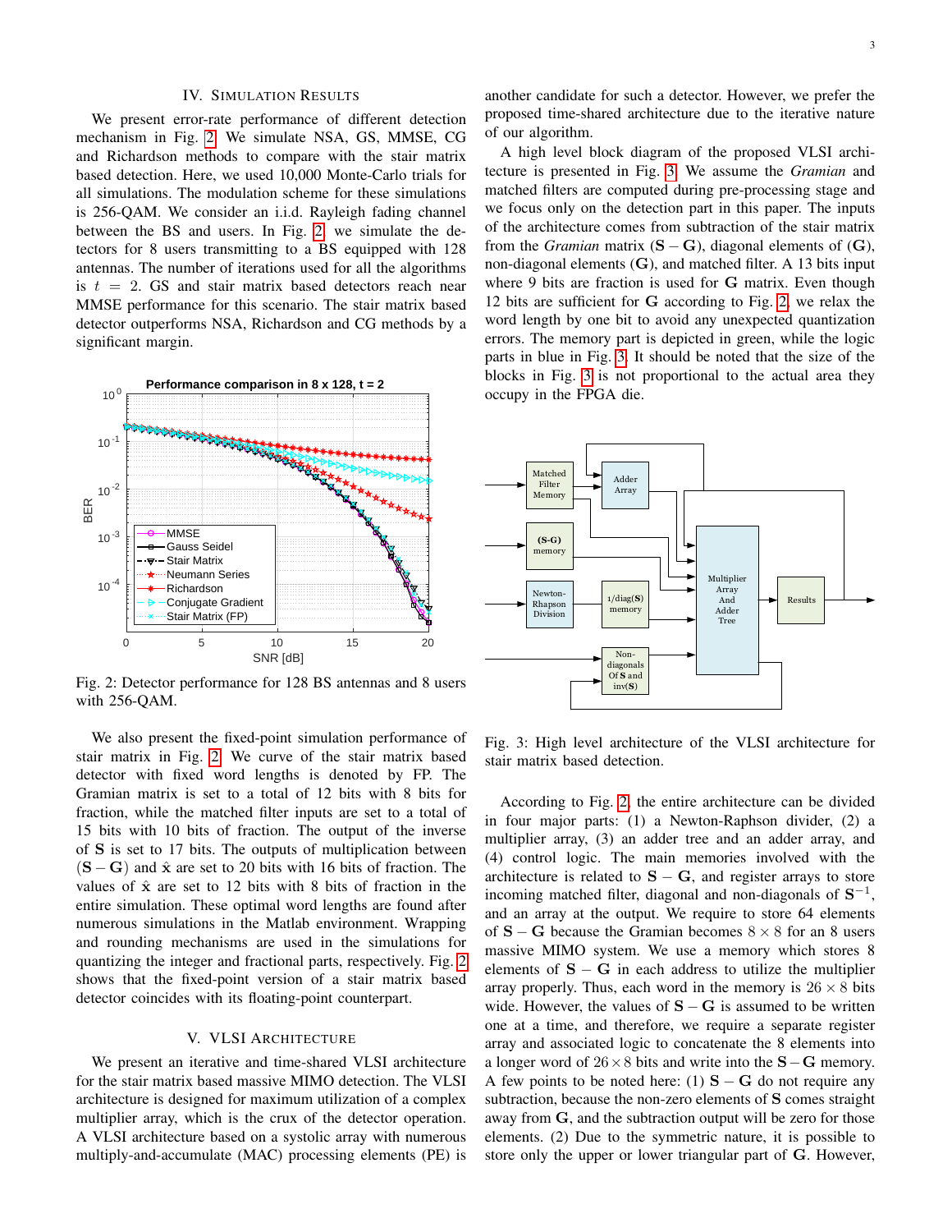## IV. Simulation Results

We present error-rate performance of different detection mechanism in Fig. 2. We simulate NSA, GS, MMSE, CG and Richardson methods to compare with the stair matrix based detection. Here, we used 10,000 Monte-Carlo trials for all simulations. The modulation scheme for these simulations is 256-QAM. We consider an i.i.d. Rayleigh fading channel between the BS and users. In Fig. 2, we simulate the detectors for 8 users transmitting to a BS equipped with 128 antennas. The number of iterations used for all the algorithms is $t = 2$. GS and stair matrix based detectors reach near MMSE performance for this scenario. The stair matrix based detector outperforms NSA, Richardson and CG methods by a significant margin.

Fig. 2: Detector performance for 128 BS antennas and 8 users with 256-QAM.

We also present the fixed-point simulation performance of stair matrix in Fig. 2. We curve of the stair matrix based detector with fixed word lengths is denoted by FP. The Gramian matrix is set to a total of 12 bits with 8 bits for fraction, while the matched filter inputs are set to a total of 15 bits with 10 bits of fraction. The output of the inverse of $\mathbf{S}$ is set to 17 bits. The outputs of multiplication between $(\mathbf{S}-\mathbf{G})$ and $\hat{\mathbf{x}}$ are set to 20 bits with 16 bits of fraction. The values of $\hat{\mathbf{x}}$ are set to 12 bits with 8 bits of fraction in the entire simulation. These optimal word lengths are found after numerous simulations in the Matlab environment. Wrapping and rounding mechanisms are used in the simulations for quantizing the integer and fractional parts, respectively. Fig. 2 shows that the fixed-point version of a stair matrix based detector coincides with its floating-point counterpart.

## V. VLSI Architecture

We present an iterative and time-shared VLSI architecture for the stair matrix based massive MIMO detection. The VLSI architecture is designed for maximum utilization of a complex multiplier array, which is the crux of the detector operation. A VLSI architecture based on a systolic array with numerous multiply-and-accumulate (MAC) processing elements (PE) is another candidate for such a detector. However, we prefer the proposed time-shared architecture due to the iterative nature of our algorithm.

A high level block diagram of the proposed VLSI architecture is presented in Fig. 3. We assume the *Gramian* and matched filters are computed during pre-processing stage and we focus only on the detection part in this paper. The inputs of the architecture comes from subtraction of the stair matrix from the *Gramian* matrix $(\mathbf{S}-\mathbf{G})$, diagonal elements of $(\mathbf{G})$, non-diagonal elements $(\mathbf{G})$, and matched filter. A 13 bits input where 9 bits are fraction is used for $\mathbf{G}$ matrix. Even though 12 bits are sufficient for $\mathbf{G}$ according to Fig. 2, we relax the word length by one bit to avoid any unexpected quantization errors. The memory part is depicted in green, while the logic parts in blue in Fig. 3. It should be noted that the size of the blocks in Fig. 3 is not proportional to the actual area they occupy in the FPGA die.

Fig. 3: High level architecture of the VLSI architecture for stair matrix based detection.

According to Fig. 2, the entire architecture can be divided in four major parts: (1) a Newton-Raphson divider, (2) a multiplier array, (3) an adder tree and an adder array, and (4) control logic. The main memories involved with the architecture is related to $\mathbf{S}-\mathbf{G}$, and register arrays to store incoming matched filter, diagonal and non-diagonals of $\mathbf{S}^{-1}$, and an array at the output. We require to store 64 elements of $\mathbf{S}-\mathbf{G}$ because the Gramian becomes $8 \times 8$ for an 8 users massive MIMO system. We use a memory which stores 8 elements of $\mathbf{S}-\mathbf{G}$ in each address to utilize the multiplier array properly. Thus, each word in the memory is $26 \times 8$ bits wide. However, the values of $\mathbf{S}-\mathbf{G}$ is assumed to be written one at a time, and therefore, we require a separate register array and associated logic to concatenate the 8 elements into a longer word of $26 \times 8$ bits and write into the $\mathbf{S}-\mathbf{G}$ memory. A few points to be noted here: (1) $\mathbf{S}-\mathbf{G}$ do not require any subtraction, because the non-zero elements of $\mathbf{S}$ comes straight away from $\mathbf{G}$, and the subtraction output will be zero for those elements. (2) Due to the symmetric nature, it is possible to store only the upper or lower triangular part of $\mathbf{G}$. However,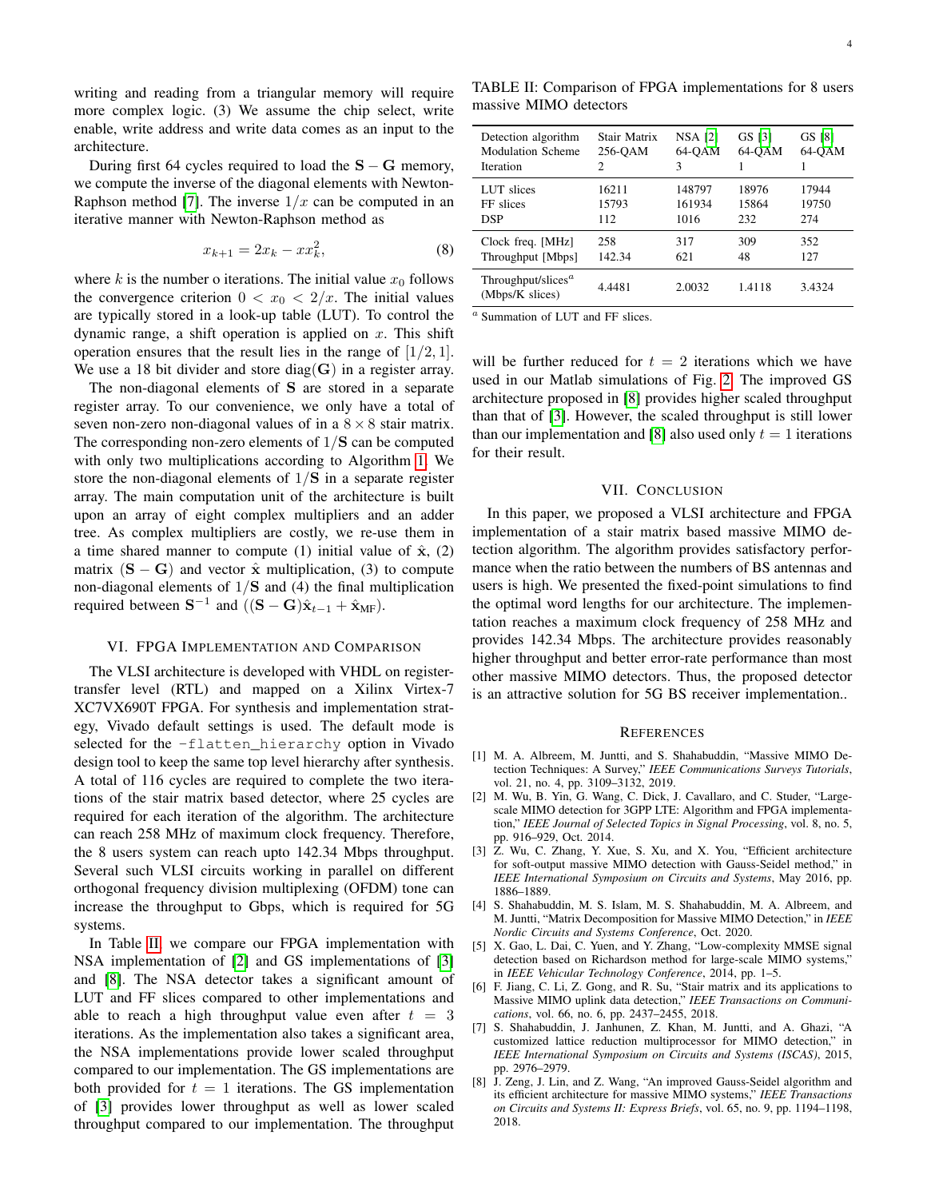writing and reading from a triangular memory will require more complex logic. (3) We assume the chip select, write enable, write address and write data comes as an input to the architecture.

During first 64 cycles required to load the $\mathbf{S}-\mathbf{G}$ memory, we compute the inverse of the diagonal elements with Newton-Raphson method [7]. The inverse $1/x$ can be computed in an iterative manner with Newton-Raphson method as

$$x_{k+1} = 2x_k - x x_k^2, \tag{8}$$

where $k$ is the number o iterations. The initial value $x_0$ follows the convergence criterion $0 < x_0 < 2/x$. The initial values are typically stored in a look-up table (LUT). To control the dynamic range, a shift operation is applied on $x$. This shift operation ensures that the result lies in the range of $[1/2, 1]$. We use a 18 bit divider and store diag($\mathbf{G}$) in a register array.

The non-diagonal elements of $\mathbf{S}$ are stored in a separate register array. To our convenience, we only have a total of seven non-zero non-diagonal values of in a $8 \times 8$ stair matrix. The corresponding non-zero elements of $1/\mathbf{S}$ can be computed with only two multiplications according to Algorithm 1. We store the non-diagonal elements of $1/\mathbf{S}$ in a separate register array. The main computation unit of the architecture is built upon an array of eight complex multipliers and an adder tree. As complex multipliers are costly, we re-use them in a time shared manner to compute (1) initial value of $\hat{\mathbf{x}}$, (2) matrix $(\mathbf{S}-\mathbf{G})$ and vector $\hat{\mathbf{x}}$ multiplication, (3) to compute non-diagonal elements of $1/\mathbf{S}$ and (4) the final multiplication required between $\mathbf{S}^{-1}$ and $((\mathbf{S}-\mathbf{G})\hat{\mathbf{x}}_{t-1} + \hat{\mathbf{x}}_{\text{MF}})$.

## VI. FPGA Implementation and Comparison

The VLSI architecture is developed with VHDL on register-transfer level (RTL) and mapped on a Xilinx Virtex-7 XC7VX690T FPGA. For synthesis and implementation strategy, Vivado default settings is used. The default mode is selected for the `-flatten_hierarchy` option in Vivado design tool to keep the same top level hierarchy after synthesis. A total of 116 cycles are required to complete the two iterations of the stair matrix based detector, where 25 cycles are required for each iteration of the algorithm. The architecture can reach 258 MHz of maximum clock frequency. Therefore, the 8 users system can reach upto 142.34 Mbps throughput. Several such VLSI circuits working in parallel on different orthogonal frequency division multiplexing (OFDM) tone can increase the throughput to Gbps, which is required for 5G systems.

In Table II, we compare our FPGA implementation with NSA implementation of [2] and GS implementations of [3] and [8]. The NSA detector takes a significant amount of LUT and FF slices compared to other implementations and able to reach a high throughput value even after $t = 3$ iterations. As the implementation also takes a significant area, the NSA implementations provide lower scaled throughput compared to our implementation. The GS implementations are both provided for $t = 1$ iterations. The GS implementation of [3] provides lower throughput as well as lower scaled throughput compared to our implementation. The throughput will be further reduced for $t = 2$ iterations which we have used in our Matlab simulations of Fig. 2. The improved GS architecture proposed in [8] provides higher scaled throughput than that of [3]. However, the scaled throughput is still lower than our implementation and [8] also used only $t = 1$ iterations for their result.

TABLE II: Comparison of FPGA implementations for 8 users massive MIMO detectors

| Detection algorithm | Stair Matrix | NSA [2] | GS [3] | GS [8] |
|---|---|---|---|---|
| Modulation Scheme | 256-QAM | 64-QAM | 64-QAM | 64-QAM |
| Iteration | 2 | 3 | 1 | 1 |
| LUT slices | 16211 | 148797 | 18976 | 17944 |
| FF slices | 15793 | 161934 | 15864 | 19750 |
| DSP | 112 | 1016 | 232 | 274 |
| Clock freq. [MHz] | 258 | 317 | 309 | 352 |
| Throughput [Mbps] | 142.34 | 621 | 48 | 127 |
| Throughput/slices[a] (Mbps/K slices) | 4.4481 | 2.0032 | 1.4118 | 3.4324 |

[a] Summation of LUT and FF slices.

## VII. Conclusion

In this paper, we proposed a VLSI architecture and FPGA implementation of a stair matrix based massive MIMO detection algorithm. The algorithm provides satisfactory performance when the ratio between the numbers of BS antennas and users is high. We presented the fixed-point simulations to find the optimal word lengths for our architecture. The implementation reaches a maximum clock frequency of 258 MHz and provides 142.34 Mbps. The architecture provides reasonably higher throughput and better error-rate performance than most other massive MIMO detectors. Thus, the proposed detector is an attractive solution for 5G BS receiver implementation..

## References

[1] M. A. Albreem, M. Juntti, and S. Shahabuddin, "Massive MIMO Detection Techniques: A Survey," *IEEE Communications Surveys Tutorials*, vol. 21, no. 4, pp. 3109–3132, 2019.

[2] M. Wu, B. Yin, G. Wang, C. Dick, J. Cavallaro, and C. Studer, "Large-scale MIMO detection for 3GPP LTE: Algorithm and FPGA implementation," *IEEE Journal of Selected Topics in Signal Processing*, vol. 8, no. 5, pp. 916–929, Oct. 2014.

[3] Z. Wu, C. Zhang, Y. Xue, S. Xu, and X. You, "Efficient architecture for soft-output massive MIMO detection with Gauss-Seidel method," in *IEEE International Symposium on Circuits and Systems*, May 2016, pp. 1886–1889.

[4] S. Shahabuddin, M. S. Islam, M. S. Shahabuddin, M. A. Albreem, and M. Juntti, "Matrix Decomposition for Massive MIMO Detection," in *IEEE Nordic Circuits and Systems Conference*, Oct. 2020.

[5] X. Gao, L. Dai, C. Yuen, and Y. Zhang, "Low-complexity MMSE signal detection based on Richardson method for large-scale MIMO systems," in *IEEE Vehicular Technology Conference*, 2014, pp. 1–5.

[6] F. Jiang, C. Li, Z. Gong, and R. Su, "Stair matrix and its applications to Massive MIMO uplink data detection," *IEEE Transactions on Communications*, vol. 66, no. 6, pp. 2437–2455, 2018.

[7] S. Shahabuddin, J. Janhunen, Z. Khan, M. Juntti, and A. Ghazi, "A customized lattice reduction multiprocessor for MIMO detection," in *IEEE International Symposium on Circuits and Systems (ISCAS)*, 2015, pp. 2976–2979.

[8] J. Zeng, J. Lin, and Z. Wang, "An improved Gauss-Seidel algorithm and its efficient architecture for massive MIMO systems," *IEEE Transactions on Circuits and Systems II: Express Briefs*, vol. 65, no. 9, pp. 1194–1198, 2018.